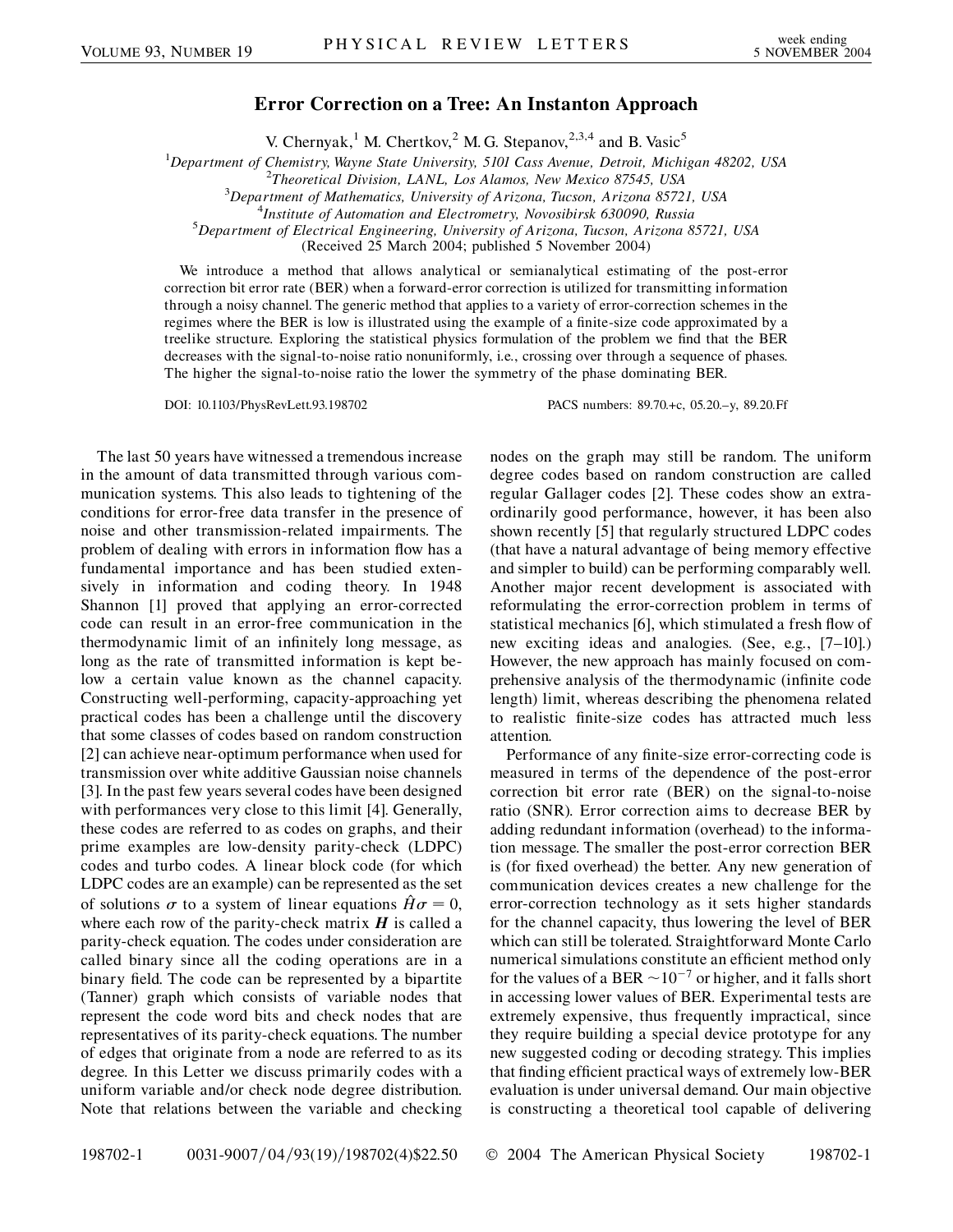# Error Correction on a Tree: An Instanton Approach

V. Chernyak,[1] M. Chertkov,[2] M. G. Stepanov,[2,3,4] and B. Vasic[5]

[1]*Department of Chemistry, Wayne State University, 5101 Cass Avenue, Detroit, Michigan 48202, USA*
[2]*Theoretical Division, LANL, Los Alamos, New Mexico 87545, USA*
[3]*Department of Mathematics, University of Arizona, Tucson, Arizona 85721, USA*
[4]*Institute of Automation and Electrometry, Novosibirsk 630090, Russia*
[5]*Department of Electrical Engineering, University of Arizona, Tucson, Arizona 85721, USA*

(Received 25 March 2004; published 5 November 2004)

We introduce a method that allows analytical or semianalytical estimating of the post-error correction bit error rate (BER) when a forward-error correction is utilized for transmitting information through a noisy channel. The generic method that applies to a variety of error-correction schemes in the regimes where the BER is low is illustrated using the example of a finite-size code approximated by a treelike structure. Exploring the statistical physics formulation of the problem we find that the BER decreases with the signal-to-noise ratio nonuniformly, i.e., crossing over through a sequence of phases. The higher the signal-to-noise ratio the lower the symmetry of the phase dominating BER.

DOI: 10.1103/PhysRevLett.93.198702 PACS numbers: 89.70.+c, 05.20.–y, 89.20.Ff

The last 50 years have witnessed a tremendous increase in the amount of data transmitted through various communication systems. This also leads to tightening of the conditions for error-free data transfer in the presence of noise and other transmission-related impairments. The problem of dealing with errors in information flow has a fundamental importance and has been studied extensively in information and coding theory. In 1948 Shannon [1] proved that applying an error-corrected code can result in an error-free communication in the thermodynamic limit of an infinitely long message, as long as the rate of transmitted information is kept below a certain value known as the channel capacity. Constructing well-performing, capacity-approaching yet practical codes has been a challenge until the discovery that some classes of codes based on random construction [2] can achieve near-optimum performance when used for transmission over white additive Gaussian noise channels [3]. In the past few years several codes have been designed with performances very close to this limit [4]. Generally, these codes are referred to as codes on graphs, and their prime examples are low-density parity-check (LDPC) codes and turbo codes. A linear block code (for which LDPC codes are an example) can be represented as the set of solutions $\sigma$ to a system of linear equations $\hat{H}\sigma = 0$, where each row of the parity-check matrix $\boldsymbol{H}$ is called a parity-check equation. The codes under consideration are called binary since all the coding operations are in a binary field. The code can be represented by a bipartite (Tanner) graph which consists of variable nodes that represent the code word bits and check nodes that are representatives of its parity-check equations. The number of edges that originate from a node are referred to as its degree. In this Letter we discuss primarily codes with a uniform variable and/or check node degree distribution. Note that relations between the variable and checking nodes on the graph may still be random. The uniform degree codes based on random construction are called regular Gallager codes [2]. These codes show an extraordinarily good performance, however, it has been also shown recently [5] that regularly structured LDPC codes (that have a natural advantage of being memory effective and simpler to build) can be performing comparably well. Another major recent development is associated with reformulating the error-correction problem in terms of statistical mechanics [6], which stimulated a fresh flow of new exciting ideas and analogies. (See, e.g., [7–10].) However, the new approach has mainly focused on comprehensive analysis of the thermodynamic (infinite code length) limit, whereas describing the phenomena related to realistic finite-size codes has attracted much less attention.

Performance of any finite-size error-correcting code is measured in terms of the dependence of the post-error correction bit error rate (BER) on the signal-to-noise ratio (SNR). Error correction aims to decrease BER by adding redundant information (overhead) to the information message. The smaller the post-error correction BER is (for fixed overhead) the better. Any new generation of communication devices creates a new challenge for the error-correction technology as it sets higher standards for the channel capacity, thus lowering the level of BER which can still be tolerated. Straightforward Monte Carlo numerical simulations constitute an efficient method only for the values of a BER $\sim 10^{-7}$ or higher, and it falls short in accessing lower values of BER. Experimental tests are extremely expensive, thus frequently impractical, since they require building a special device prototype for any new suggested coding or decoding strategy. This implies that finding efficient practical ways of extremely low-BER evaluation is under universal demand. Our main objective is constructing a theoretical tool capable of delivering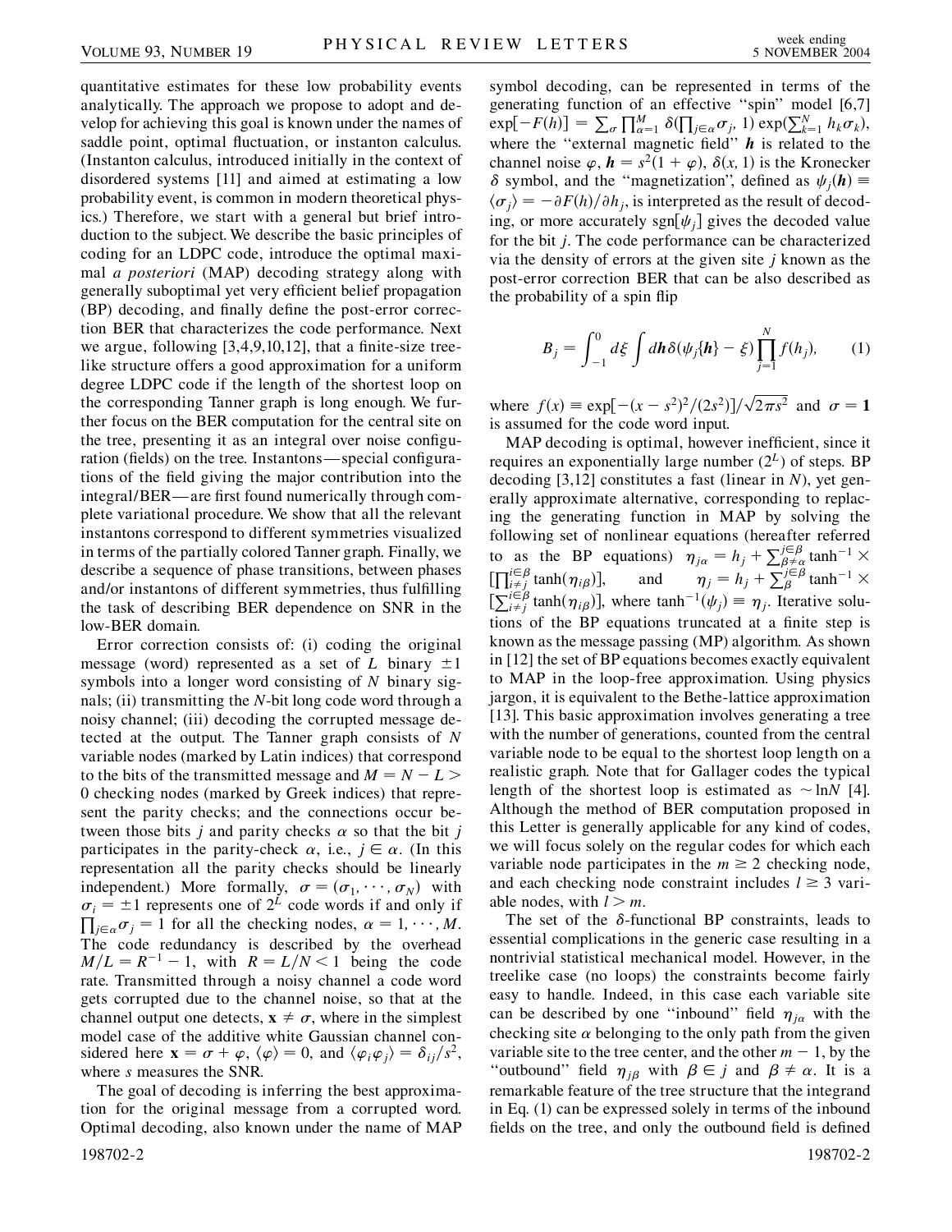quantitative estimates for these low probability events analytically. The approach we propose to adopt and develop for achieving this goal is known under the names of saddle point, optimal fluctuation, or instanton calculus. (Instanton calculus, introduced initially in the context of disordered systems [11] and aimed at estimating a low probability event, is common in modern theoretical physics.) Therefore, we start with a general but brief introduction to the subject. We describe the basic principles of coding for an LDPC code, introduce the optimal maximal *a posteriori* (MAP) decoding strategy along with generally suboptimal yet very efficient belief propagation (BP) decoding, and finally define the post-error correction BER that characterizes the code performance. Next we argue, following [3,4,9,10,12], that a finite-size treelike structure offers a good approximation for a uniform degree LDPC code if the length of the shortest loop on the corresponding Tanner graph is long enough. We further focus on the BER computation for the central site on the tree, presenting it as an integral over noise configuration (fields) on the tree. Instantons—special configurations of the field giving the major contribution into the integral/BER—are first found numerically through complete variational procedure. We show that all the relevant instantons correspond to different symmetries visualized in terms of the partially colored Tanner graph. Finally, we describe a sequence of phase transitions, between phases and/or instantons of different symmetries, thus fulfilling the task of describing BER dependence on SNR in the low-BER domain.

Error correction consists of: (i) coding the original message (word) represented as a set of $L$ binary $\pm 1$ symbols into a longer word consisting of $N$ binary signals; (ii) transmitting the $N$-bit long code word through a noisy channel; (iii) decoding the corrupted message detected at the output. The Tanner graph consists of $N$ variable nodes (marked by Latin indices) that correspond to the bits of the transmitted message and $M = N - L > 0$ checking nodes (marked by Greek indices) that represent the parity checks; and the connections occur between those bits $j$ and parity checks $\alpha$ so that the bit $j$ participates in the parity-check $\alpha$, i.e., $j \in \alpha$. (In this representation all the parity checks should be linearly independent.) More formally, $\sigma = (\sigma_1, \cdots, \sigma_N)$ with $\sigma_i = \pm 1$ represents one of $2^L$ code words if and only if $\prod_{j\in\alpha} \sigma_j = 1$ for all the checking nodes, $\alpha = 1, \cdots, M$. The code redundancy is described by the overhead $M/L = R^{-1} - 1$, with $R = L/N < 1$ being the code rate. Transmitted through a noisy channel a code word gets corrupted due to the channel noise, so that at the channel output one detects, $\mathbf{x} \neq \sigma$, where in the simplest model case of the additive white Gaussian channel considered here $\mathbf{x} = \sigma + \varphi$, $\langle \varphi \rangle = 0$, and $\langle \varphi_i \varphi_j \rangle = \delta_{ij}/s^2$, where $s$ measures the SNR.

The goal of decoding is inferring the best approximation for the original message from a corrupted word. Optimal decoding, also known under the name of MAP symbol decoding, can be represented in terms of the generating function of an effective "spin" model [6,7] $\exp[-F(h)] = \sum_\sigma \prod_{\alpha=1}^M \delta(\prod_{j\in\alpha} \sigma_j, 1) \exp(\sum_{k=1}^N h_k \sigma_k)$, where the "external magnetic field" $\boldsymbol{h}$ is related to the channel noise $\varphi$, $\boldsymbol{h} = s^2(1 + \varphi)$, $\delta(x, 1)$ is the Kronecker $\delta$ symbol, and the "magnetization", defined as $\psi_j(\boldsymbol{h}) \equiv \langle \sigma_j \rangle = -\partial F(h)/\partial h_j$, is interpreted as the result of decoding, or more accurately $\mathrm{sgn}[\psi_j]$ gives the decoded value for the bit $j$. The code performance can be characterized via the density of errors at the given site $j$ known as the post-error correction BER that can be also described as the probability of a spin flip

$$
B_j = \int_{-1}^{0} d\xi \int d\boldsymbol{h} \delta(\psi_j\{\boldsymbol{h}\} - \xi) \prod_{j=1}^{N} f(h_j), \tag{1}
$$

where $f(x) \equiv \exp[-(x - s^2)^2/(2s^2)]/\sqrt{2\pi s^2}$ and $\sigma = \mathbf{1}$ is assumed for the code word input.

MAP decoding is optimal, however inefficient, since it requires an exponentially large number ($2^L$) of steps. BP decoding [3,12] constitutes a fast (linear in $N$), yet generally approximate alternative, corresponding to replacing the generating function in MAP by solving the following set of nonlinear equations (hereafter referred to as the BP equations) $\eta_{j\alpha} = h_j + \sum_{\beta\neq\alpha}^{j\in\beta} \tanh^{-1} \times [\prod_{i\neq j}^{i\in\beta} \tanh(\eta_{i\beta})]$, and $\eta_j = h_j + \sum_{\beta}^{j\in\beta} \tanh^{-1} \times [\sum_{i\neq j}^{i\in\beta} \tanh(\eta_{i\beta})]$, where $\tanh^{-1}(\psi_j) \equiv \eta_j$. Iterative solutions of the BP equations truncated at a finite step is known as the message passing (MP) algorithm. As shown in [12] the set of BP equations becomes exactly equivalent to MAP in the loop-free approximation. Using physics jargon, it is equivalent to the Bethe-lattice approximation [13]. This basic approximation involves generating a tree with the number of generations, counted from the central variable node to be equal to the shortest loop length on a realistic graph. Note that for Gallager codes the typical length of the shortest loop is estimated as $\sim \ln N$ [4]. Although the method of BER computation proposed in this Letter is generally applicable for any kind of codes, we will focus solely on the regular codes for which each variable node participates in the $m \geq 2$ checking node, and each checking node constraint includes $l \geq 3$ variable nodes, with $l > m$.

The set of the $\delta$-functional BP constraints, leads to essential complications in the generic case resulting in a nontrivial statistical mechanical model. However, in the treelike case (no loops) the constraints become fairly easy to handle. Indeed, in this case each variable site can be described by one "inbound" field $\eta_{j\alpha}$ with the checking site $\alpha$ belonging to the only path from the given variable site to the tree center, and the other $m - 1$, by the "outbound" field $\eta_{j\beta}$ with $\beta \in j$ and $\beta \neq \alpha$. It is a remarkable feature of the tree structure that the integrand in Eq. (1) can be expressed solely in terms of the inbound fields on the tree, and only the outbound field is defined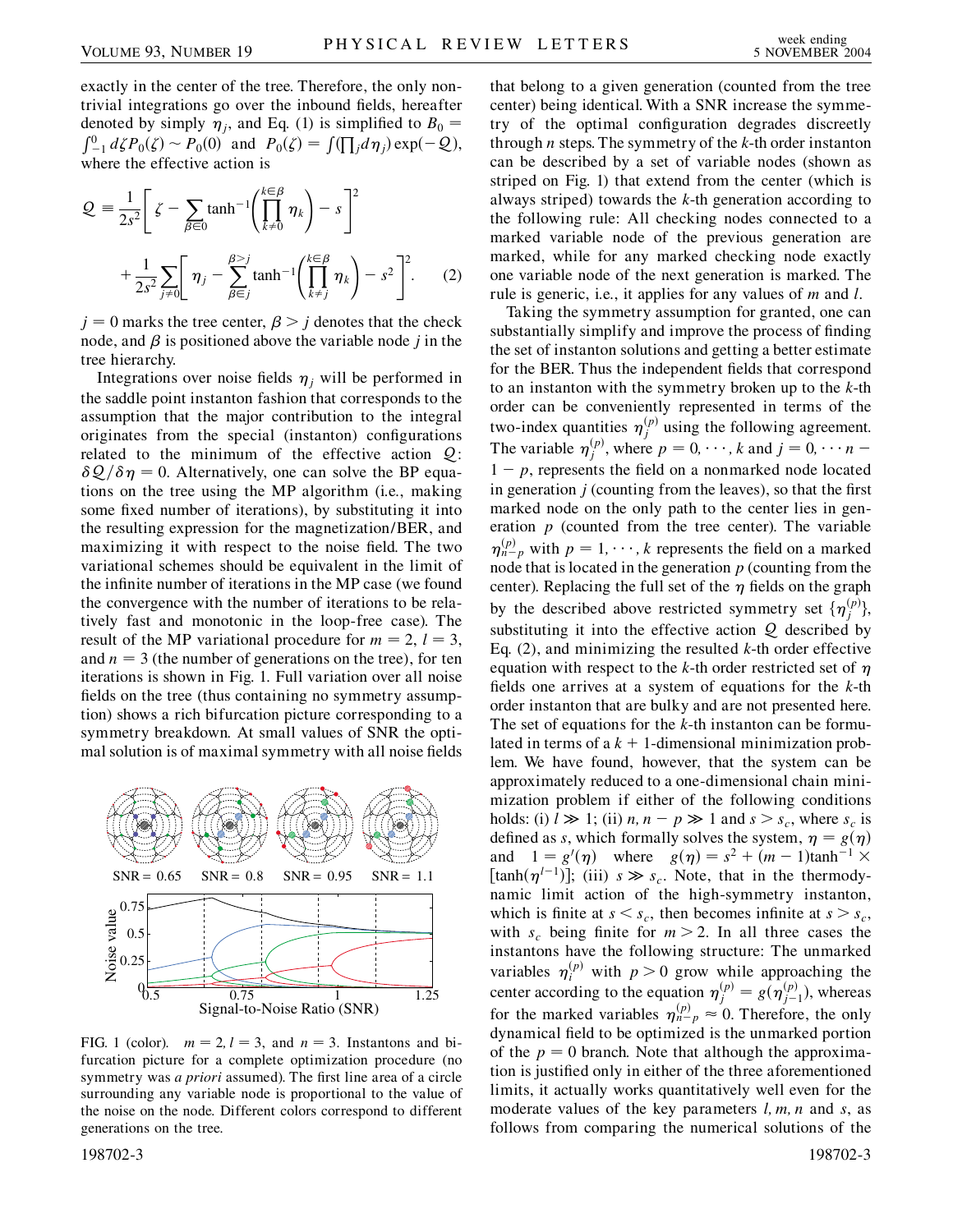exactly in the center of the tree. Therefore, the only nontrivial integrations go over the inbound fields, hereafter denoted by simply $\eta_j$, and Eq. (1) is simplified to $B_0 = \int_{-1}^{0} d\zeta P_0(\zeta) \sim P_0(0)$ and $P_0(\zeta) = \int (\prod_j d\eta_j) \exp(-\mathcal{Q})$, where the effective action is

$$
\mathcal{Q} \equiv \frac{1}{2s^2}\left[\zeta - \sum_{\beta \in 0} \tanh^{-1}\left(\prod_{k \neq 0}^{k \in \beta} \eta_k\right) - s\right]^2 + \frac{1}{2s^2}\sum_{j \neq 0}\left[\eta_j - \sum_{\beta \in j}^{\beta > j} \tanh^{-1}\left(\prod_{k \neq j}^{k \in \beta} \eta_k\right) - s^2\right]^2. \quad (2)
$$

$j = 0$ marks the tree center, $\beta > j$ denotes that the check node, and $\beta$ is positioned above the variable node $j$ in the tree hierarchy.

Integrations over noise fields $\eta_j$ will be performed in the saddle point instanton fashion that corresponds to the assumption that the major contribution to the integral originates from the special (instanton) configurations related to the minimum of the effective action $\mathcal{Q}$: $\delta\mathcal{Q}/\delta\eta = 0$. Alternatively, one can solve the BP equations on the tree using the MP algorithm (i.e., making some fixed number of iterations), by substituting it into the resulting expression for the magnetization/BER, and maximizing it with respect to the noise field. The two variational schemes should be equivalent in the limit of the infinite number of iterations in the MP case (we found the convergence with the number of iterations to be relatively fast and monotonic in the loop-free case). The result of the MP variational procedure for $m = 2$, $l = 3$, and $n = 3$ (the number of generations on the tree), for ten iterations is shown in Fig. 1. Full variation over all noise fields on the tree (thus containing no symmetry assumption) shows a rich bifurcation picture corresponding to a symmetry breakdown. At small values of SNR the optimal solution is of maximal symmetry with all noise fields

FIG. 1 (color). $m = 2$, $l = 3$, and $n = 3$. Instantons and bifurcation picture for a complete optimization procedure (no symmetry was *a priori* assumed). The first line area of a circle surrounding any variable node is proportional to the value of the noise on the node. Different colors correspond to different generations on the tree.

that belong to a given generation (counted from the tree center) being identical. With a SNR increase the symmetry of the optimal configuration degrades discreetly through $n$ steps. The symmetry of the $k$-th order instanton can be described by a set of variable nodes (shown as striped on Fig. 1) that extend from the center (which is always striped) towards the $k$-th generation according to the following rule: All checking nodes connected to a marked variable node of the previous generation are marked, while for any marked checking node exactly one variable node of the next generation is marked. The rule is generic, i.e., it applies for any values of $m$ and $l$.

Taking the symmetry assumption for granted, one can substantially simplify and improve the process of finding the set of instanton solutions and getting a better estimate for the BER. Thus the independent fields that correspond to an instanton with the symmetry broken up to the $k$-th order can be conveniently represented in terms of the two-index quantities $\eta_j^{(p)}$ using the following agreement. The variable $\eta_j^{(p)}$, where $p = 0, \cdots, k$ and $j = 0, \cdots n - 1 - p$, represents the field on a nonmarked node located in generation $j$ (counting from the leaves), so that the first marked node on the only path to the center lies in generation $p$ (counted from the tree center). The variable $\eta_{n-p}^{(p)}$ with $p = 1, \cdots, k$ represents the field on a marked node that is located in the generation $p$ (counting from the center). Replacing the full set of the $\eta$ fields on the graph by the described above restricted symmetry set $\{\eta_j^{(p)}\}$, substituting it into the effective action $\mathcal{Q}$ described by Eq. (2), and minimizing the resulted $k$-th order effective equation with respect to the $k$-th order restricted set of $\eta$ fields one arrives at a system of equations for the $k$-th order instanton that are bulky and are not presented here. The set of equations for the $k$-th instanton can be formulated in terms of a $k+1$-dimensional minimization problem. We have found, however, that the system can be approximately reduced to a one-dimensional chain minimization problem if either of the following conditions holds: (i) $l \gg 1$; (ii) $n, n - p \gg 1$ and $s > s_c$, where $s_c$ is defined as $s$, which formally solves the system, $\eta = g(\eta)$ and $1 = g'(\eta)$ where $g(\eta) = s^2 + (m-1)\tanh^{-1} \times [\tanh(\eta^{l-1})]$; (iii) $s \gg s_c$. Note, that in the thermodynamic limit action of the high-symmetry instanton, which is finite at $s < s_c$, then becomes infinite at $s > s_c$, with $s_c$ being finite for $m > 2$. In all three cases the instantons have the following structure: The unmarked variables $\eta_i^{(p)}$ with $p > 0$ grow while approaching the center according to the equation $\eta_j^{(p)} = g(\eta_{j-1}^{(p)})$, whereas for the marked variables $\eta_{n-p}^{(p)} \approx 0$. Therefore, the only dynamical field to be optimized is the unmarked portion of the $p = 0$ branch. Note that although the approximation is justified only in either of the three aforementioned limits, it actually works quantitatively well even for the moderate values of the key parameters $l, m, n$ and $s$, as follows from comparing the numerical solutions of the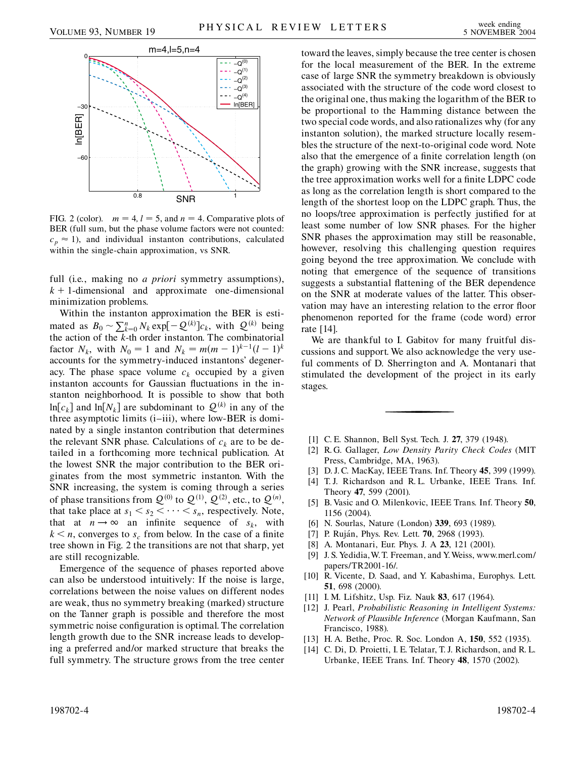m=4,l=5,n=4

0

−30

−60

ln[BER]

0.8

SNR

1

$-Q^{(0)}$
$-Q^{(1)}$
$-Q^{(2)}$
$-Q^{(3)}$
$-Q^{(4)}$
ln[BER]

FIG. 2 (color). $m = 4$, $l = 5$, and $n = 4$. Comparative plots of BER (full sum, but the phase volume factors were not counted: $c_p \approx 1$), and individual instanton contributions, calculated within the single-chain approximation, vs SNR.

full (i.e., making no *a priori* symmetry assumptions), $k + 1$-dimensional and approximate one-dimensional minimization problems.

Within the instanton approximation the BER is estimated as $B_0 \sim \sum_{k=0}^{n} N_k \exp[-\mathcal{Q}^{(k)}]c_k$, with $\mathcal{Q}^{(k)}$ being the action of the $k$-th order instanton. The combinatorial factor $N_k$, with $N_0 = 1$ and $N_k = m(m-1)^{k-1}(l-1)^k$ accounts for the symmetry-induced instantons' degeneracy. The phase space volume $c_k$ occupied by a given instanton accounts for Gaussian fluctuations in the instanton neighborhood. It is possible to show that both $\ln[c_k]$ and $\ln[N_k]$ are subdominant to $\mathcal{Q}^{(k)}$ in any of the three asymptotic limits (i–iii), where low-BER is dominated by a single instanton contribution that determines the relevant SNR phase. Calculations of $c_k$ are to be detailed in a forthcoming more technical publication. At the lowest SNR the major contribution to the BER originates from the most symmetric instanton. With the SNR increasing, the system is coming through a series of phase transitions from $\mathcal{Q}^{(0)}$ to $\mathcal{Q}^{(1)}$, $\mathcal{Q}^{(2)}$, etc., to $\mathcal{Q}^{(n)}$, that take place at $s_1 < s_2 < \cdots < s_n$, respectively. Note, that at $n \to \infty$ an infinite sequence of $s_k$, with $k < n$, converges to $s_c$ from below. In the case of a finite tree shown in Fig. 2 the transitions are not that sharp, yet are still recognizable.

Emergence of the sequence of phases reported above can also be understood intuitively: If the noise is large, correlations between the noise values on different nodes are weak, thus no symmetry breaking (marked) structure on the Tanner graph is possible and therefore the most symmetric noise configuration is optimal. The correlation length growth due to the SNR increase leads to developing a preferred and/or marked structure that breaks the full symmetry. The structure grows from the tree center toward the leaves, simply because the tree center is chosen for the local measurement of the BER. In the extreme case of large SNR the symmetry breakdown is obviously associated with the structure of the code word closest to the original one, thus making the logarithm of the BER to be proportional to the Hamming distance between the two special code words, and also rationalizes why (for any instanton solution), the marked structure locally resembles the structure of the next-to-original code word. Note also that the emergence of a finite correlation length (on the graph) growing with the SNR increase, suggests that the tree approximation works well for a finite LDPC code as long as the correlation length is short compared to the length of the shortest loop on the LDPC graph. Thus, the no loops/tree approximation is perfectly justified for at least some number of low SNR phases. For the higher SNR phases the approximation may still be reasonable, however, resolving this challenging question requires going beyond the tree approximation. We conclude with noting that emergence of the sequence of transitions suggests a substantial flattening of the BER dependence on the SNR at moderate values of the latter. This observation may have an interesting relation to the error floor phenomenon reported for the frame (code word) error rate [14].

We are thankful to I. Gabitov for many fruitful discussions and support. We also acknowledge the very useful comments of D. Sherrington and A. Montanari that stimulated the development of the project in its early stages.

---

[1] C. E. Shannon, Bell Syst. Tech. J. **27**, 379 (1948).
[2] R. G. Gallager, *Low Density Parity Check Codes* (MIT Press, Cambridge, MA, 1963).
[3] D. J. C. MacKay, IEEE Trans. Inf. Theory **45**, 399 (1999).
[4] T. J. Richardson and R. L. Urbanke, IEEE Trans. Inf. Theory **47**, 599 (2001).
[5] B. Vasic and O. Milenkovic, IEEE Trans. Inf. Theory **50**, 1156 (2004).
[6] N. Sourlas, Nature (London) **339**, 693 (1989).
[7] P. Ruján, Phys. Rev. Lett. **70**, 2968 (1993).
[8] A. Montanari, Eur. Phys. J. A **23**, 121 (2001).
[9] J. S. Yedidia, W. T. Freeman, and Y. Weiss, www.merl.com/papers/TR2001-16/.
[10] R. Vicente, D. Saad, and Y. Kabashima, Europhys. Lett. **51**, 698 (2000).
[11] I. M. Lifshitz, Usp. Fiz. Nauk **83**, 617 (1964).
[12] J. Pearl, *Probabilistic Reasoning in Intelligent Systems: Network of Plausible Inference* (Morgan Kaufmann, San Francisco, 1988).
[13] H. A. Bethe, Proc. R. Soc. London A, **150**, 552 (1935).
[14] C. Di, D. Proietti, I. E. Telatar, T. J. Richardson, and R. L. Urbanke, IEEE Trans. Inf. Theory **48**, 1570 (2002).